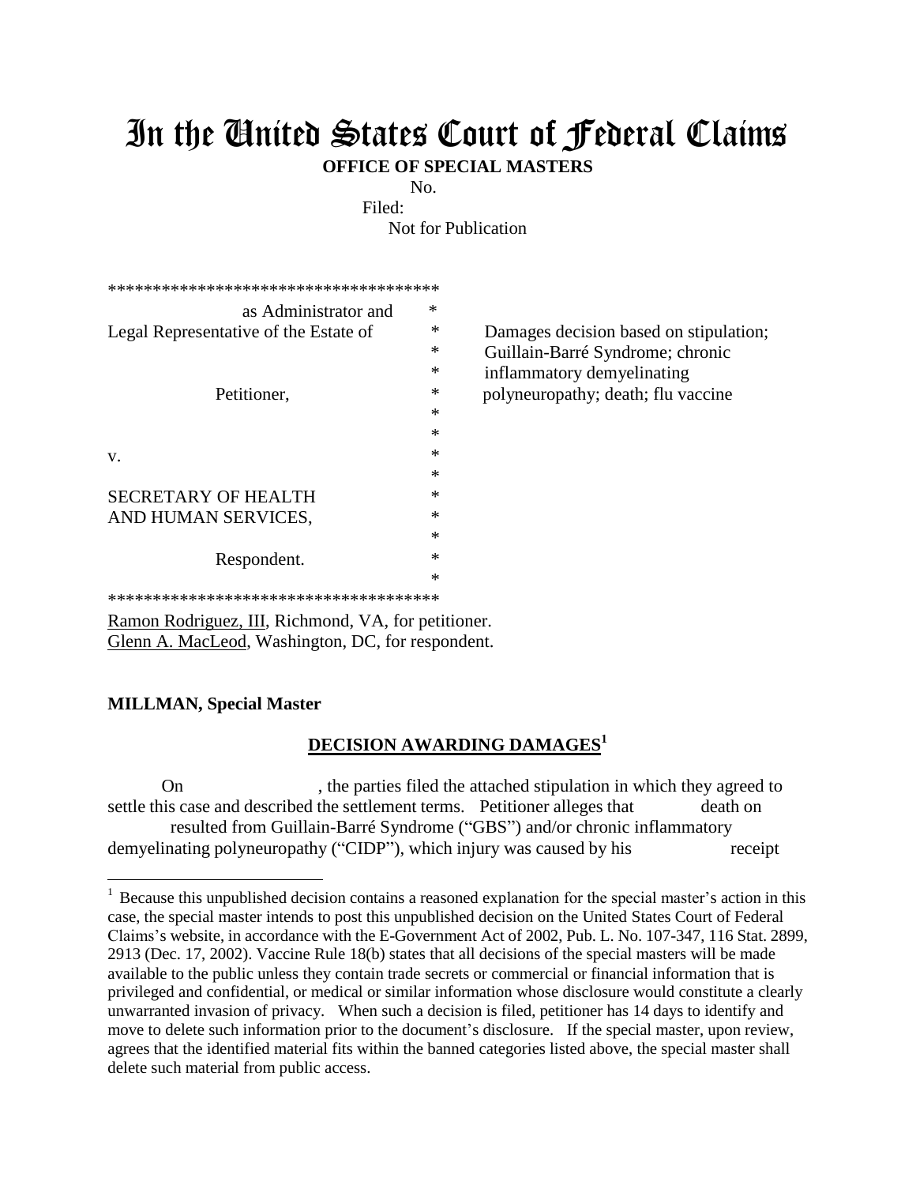# In the United States Court of Federal Claims

**OFFICE OF SPECIAL MASTERS**

No.

Filed:

Not for Publication

| | | |
|---|---|---|
| as Administrator and Legal Representative of the Estate of | * | Damages decision based on stipulation; Guillain-Barré Syndrome; chronic inflammatory demyelinating polyneuropathy; death; flu vaccine |
| Petitioner, | * | |
| v. | * | |
| SECRETARY OF HEALTH AND HUMAN SERVICES, | * | |
| Respondent. | * | |

Ramon Rodriguez, III, Richmond, VA, for petitioner.
Glenn A. MacLeod, Washington, DC, for respondent.

**MILLMAN, Special Master**

## DECISION AWARDING DAMAGES[1]

On , the parties filed the attached stipulation in which they agreed to settle this case and described the settlement terms. Petitioner alleges that death on resulted from Guillain-Barré Syndrome ("GBS") and/or chronic inflammatory demyelinating polyneuropathy ("CIDP"), which injury was caused by his receipt

[1] Because this unpublished decision contains a reasoned explanation for the special master's action in this case, the special master intends to post this unpublished decision on the United States Court of Federal Claims's website, in accordance with the E-Government Act of 2002, Pub. L. No. 107-347, 116 Stat. 2899, 2913 (Dec. 17, 2002). Vaccine Rule 18(b) states that all decisions of the special masters will be made available to the public unless they contain trade secrets or commercial or financial information that is privileged and confidential, or medical or similar information whose disclosure would constitute a clearly unwarranted invasion of privacy. When such a decision is filed, petitioner has 14 days to identify and move to delete such information prior to the document's disclosure. If the special master, upon review, agrees that the identified material fits within the banned categories listed above, the special master shall delete such material from public access.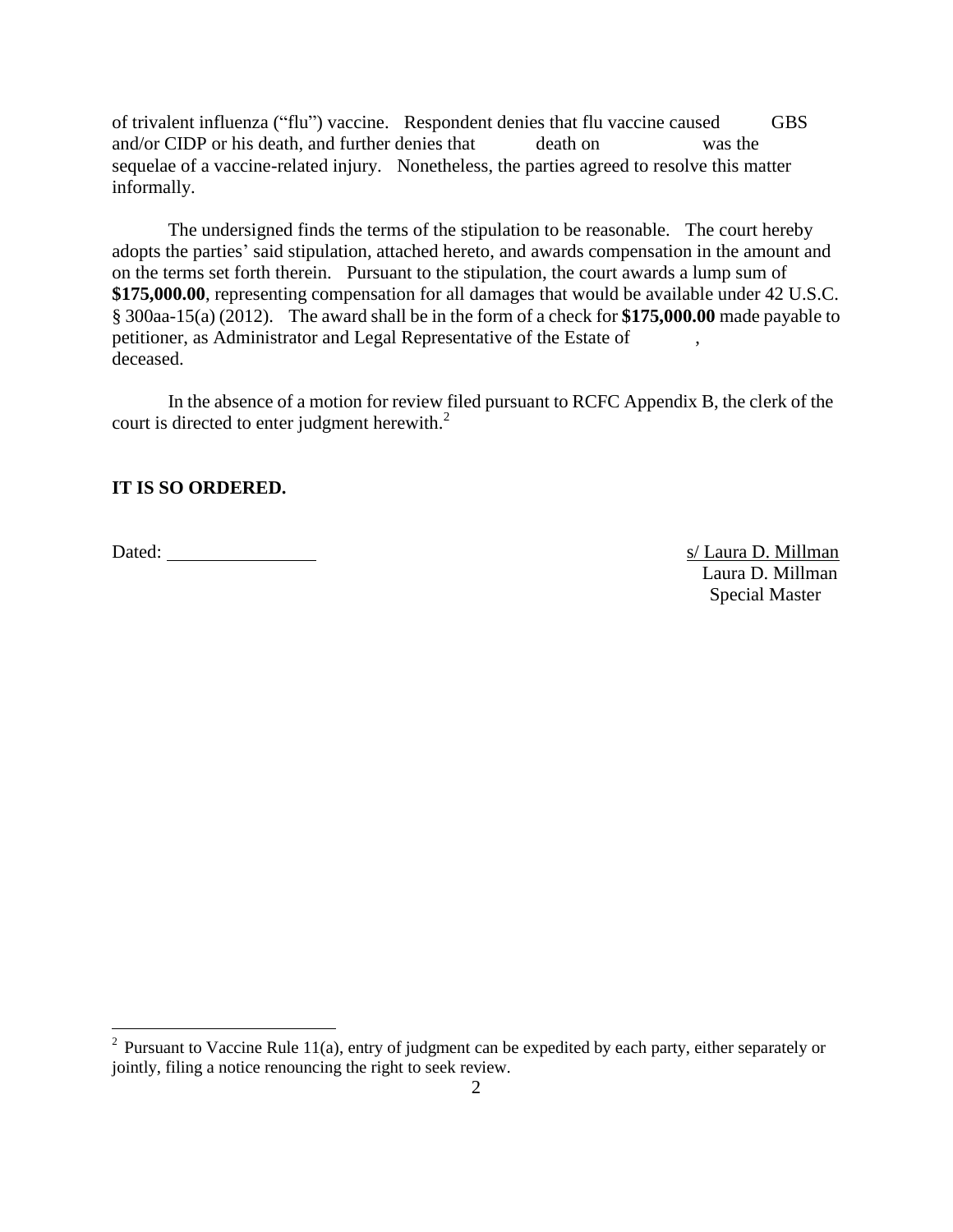of trivalent influenza ("flu") vaccine. Respondent denies that flu vaccine caused GBS and/or CIDP or his death, and further denies that death on was the sequelae of a vaccine-related injury. Nonetheless, the parties agreed to resolve this matter informally.

The undersigned finds the terms of the stipulation to be reasonable. The court hereby adopts the parties' said stipulation, attached hereto, and awards compensation in the amount and on the terms set forth therein. Pursuant to the stipulation, the court awards a lump sum of **$175,000.00**, representing compensation for all damages that would be available under 42 U.S.C. § 300aa-15(a) (2012). The award shall be in the form of a check for **$175,000.00** made payable to petitioner, as Administrator and Legal Representative of the Estate of , deceased.

In the absence of a motion for review filed pursuant to RCFC Appendix B, the clerk of the court is directed to enter judgment herewith.[2]

**IT IS SO ORDERED.**

Dated: ________________

s/ Laura D. Millman
Laura D. Millman
Special Master

---

[2] Pursuant to Vaccine Rule 11(a), entry of judgment can be expedited by each party, either separately or jointly, filing a notice renouncing the right to seek review.